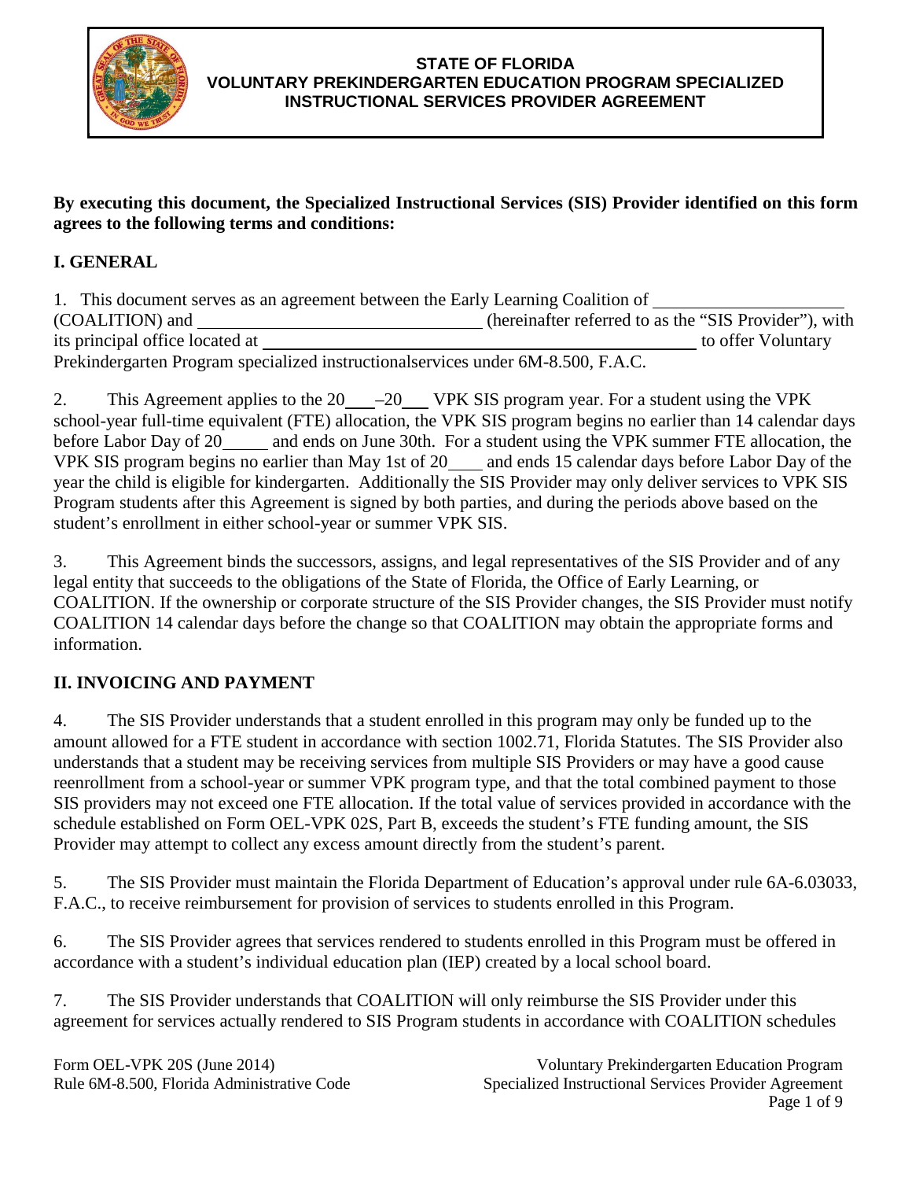**STATE OF FLORIDA**
**VOLUNTARY PREKINDERGARTEN EDUCATION PROGRAM SPECIALIZED INSTRUCTIONAL SERVICES PROVIDER AGREEMENT**

**By executing this document, the Specialized Instructional Services (SIS) Provider identified on this form agrees to the following terms and conditions:**

## I. GENERAL

1. This document serves as an agreement between the Early Learning Coalition of ____________________ (COALITION) and ______________________________ (hereinafter referred to as the "SIS Provider"), with its principal office located at ________________________________________________ to offer Voluntary Prekindergarten Program specialized instructionalservices under 6M-8.500, F.A.C.

2. This Agreement applies to the 20___–20___ VPK SIS program year. For a student using the VPK school-year full-time equivalent (FTE) allocation, the VPK SIS program begins no earlier than 14 calendar days before Labor Day of 20_____ and ends on June 30th. For a student using the VPK summer FTE allocation, the VPK SIS program begins no earlier than May 1st of 20____ and ends 15 calendar days before Labor Day of the year the child is eligible for kindergarten. Additionally the SIS Provider may only deliver services to VPK SIS Program students after this Agreement is signed by both parties, and during the periods above based on the student's enrollment in either school-year or summer VPK SIS.

3. This Agreement binds the successors, assigns, and legal representatives of the SIS Provider and of any legal entity that succeeds to the obligations of the State of Florida, the Office of Early Learning, or COALITION. If the ownership or corporate structure of the SIS Provider changes, the SIS Provider must notify COALITION 14 calendar days before the change so that COALITION may obtain the appropriate forms and information.

## II. INVOICING AND PAYMENT

4. The SIS Provider understands that a student enrolled in this program may only be funded up to the amount allowed for a FTE student in accordance with section 1002.71, Florida Statutes. The SIS Provider also understands that a student may be receiving services from multiple SIS Providers or may have a good cause reenrollment from a school-year or summer VPK program type, and that the total combined payment to those SIS providers may not exceed one FTE allocation. If the total value of services provided in accordance with the schedule established on Form OEL-VPK 02S, Part B, exceeds the student's FTE funding amount, the SIS Provider may attempt to collect any excess amount directly from the student's parent.

5. The SIS Provider must maintain the Florida Department of Education's approval under rule 6A-6.03033, F.A.C., to receive reimbursement for provision of services to students enrolled in this Program.

6. The SIS Provider agrees that services rendered to students enrolled in this Program must be offered in accordance with a student's individual education plan (IEP) created by a local school board.

7. The SIS Provider understands that COALITION will only reimburse the SIS Provider under this agreement for services actually rendered to SIS Program students in accordance with COALITION schedules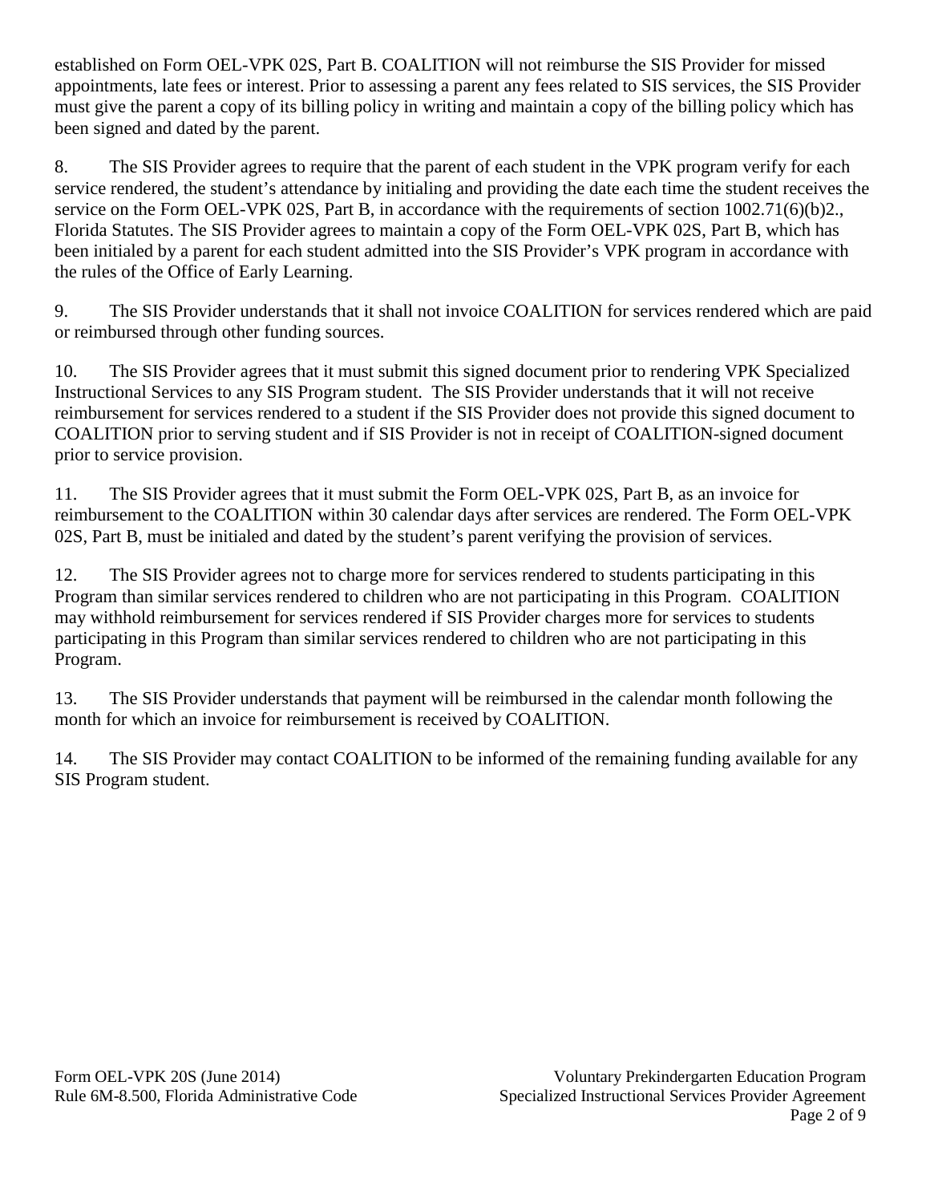established on Form OEL-VPK 02S, Part B. COALITION will not reimburse the SIS Provider for missed appointments, late fees or interest. Prior to assessing a parent any fees related to SIS services, the SIS Provider must give the parent a copy of its billing policy in writing and maintain a copy of the billing policy which has been signed and dated by the parent.

8. The SIS Provider agrees to require that the parent of each student in the VPK program verify for each service rendered, the student's attendance by initialing and providing the date each time the student receives the service on the Form OEL-VPK 02S, Part B, in accordance with the requirements of section 1002.71(6)(b)2., Florida Statutes. The SIS Provider agrees to maintain a copy of the Form OEL-VPK 02S, Part B, which has been initialed by a parent for each student admitted into the SIS Provider's VPK program in accordance with the rules of the Office of Early Learning.

9. The SIS Provider understands that it shall not invoice COALITION for services rendered which are paid or reimbursed through other funding sources.

10. The SIS Provider agrees that it must submit this signed document prior to rendering VPK Specialized Instructional Services to any SIS Program student. The SIS Provider understands that it will not receive reimbursement for services rendered to a student if the SIS Provider does not provide this signed document to COALITION prior to serving student and if SIS Provider is not in receipt of COALITION-signed document prior to service provision.

11. The SIS Provider agrees that it must submit the Form OEL-VPK 02S, Part B, as an invoice for reimbursement to the COALITION within 30 calendar days after services are rendered. The Form OEL-VPK 02S, Part B, must be initialed and dated by the student's parent verifying the provision of services.

12. The SIS Provider agrees not to charge more for services rendered to students participating in this Program than similar services rendered to children who are not participating in this Program. COALITION may withhold reimbursement for services rendered if SIS Provider charges more for services to students participating in this Program than similar services rendered to children who are not participating in this Program.

13. The SIS Provider understands that payment will be reimbursed in the calendar month following the month for which an invoice for reimbursement is received by COALITION.

14. The SIS Provider may contact COALITION to be informed of the remaining funding available for any SIS Program student.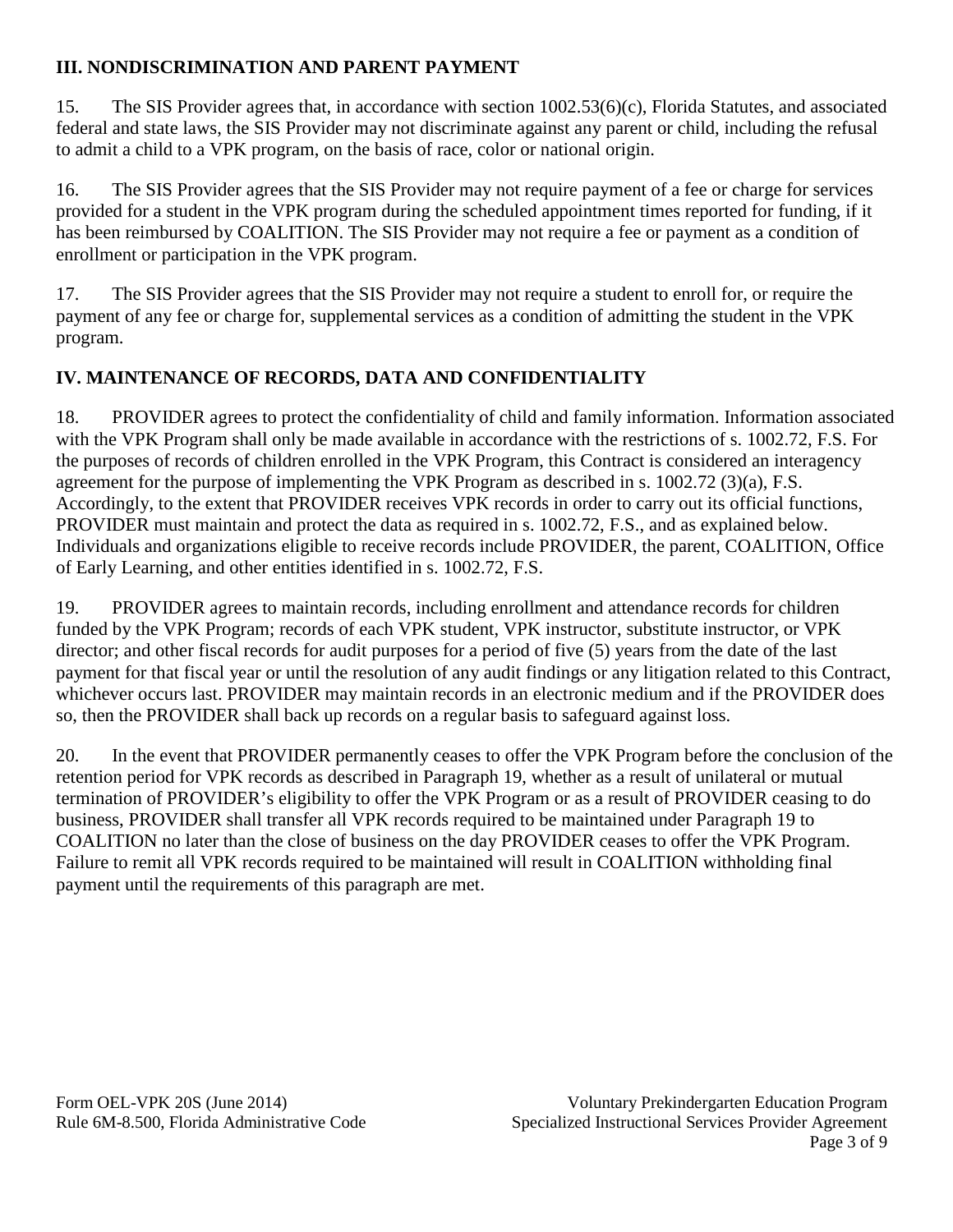### III. NONDISCRIMINATION AND PARENT PAYMENT

15. The SIS Provider agrees that, in accordance with section 1002.53(6)(c), Florida Statutes, and associated federal and state laws, the SIS Provider may not discriminate against any parent or child, including the refusal to admit a child to a VPK program, on the basis of race, color or national origin.

16. The SIS Provider agrees that the SIS Provider may not require payment of a fee or charge for services provided for a student in the VPK program during the scheduled appointment times reported for funding, if it has been reimbursed by COALITION. The SIS Provider may not require a fee or payment as a condition of enrollment or participation in the VPK program.

17. The SIS Provider agrees that the SIS Provider may not require a student to enroll for, or require the payment of any fee or charge for, supplemental services as a condition of admitting the student in the VPK program.

### IV. MAINTENANCE OF RECORDS, DATA AND CONFIDENTIALITY

18. PROVIDER agrees to protect the confidentiality of child and family information. Information associated with the VPK Program shall only be made available in accordance with the restrictions of s. 1002.72, F.S. For the purposes of records of children enrolled in the VPK Program, this Contract is considered an interagency agreement for the purpose of implementing the VPK Program as described in s. 1002.72 (3)(a), F.S. Accordingly, to the extent that PROVIDER receives VPK records in order to carry out its official functions, PROVIDER must maintain and protect the data as required in s. 1002.72, F.S., and as explained below. Individuals and organizations eligible to receive records include PROVIDER, the parent, COALITION, Office of Early Learning, and other entities identified in s. 1002.72, F.S.

19. PROVIDER agrees to maintain records, including enrollment and attendance records for children funded by the VPK Program; records of each VPK student, VPK instructor, substitute instructor, or VPK director; and other fiscal records for audit purposes for a period of five (5) years from the date of the last payment for that fiscal year or until the resolution of any audit findings or any litigation related to this Contract, whichever occurs last. PROVIDER may maintain records in an electronic medium and if the PROVIDER does so, then the PROVIDER shall back up records on a regular basis to safeguard against loss.

20. In the event that PROVIDER permanently ceases to offer the VPK Program before the conclusion of the retention period for VPK records as described in Paragraph 19, whether as a result of unilateral or mutual termination of PROVIDER's eligibility to offer the VPK Program or as a result of PROVIDER ceasing to do business, PROVIDER shall transfer all VPK records required to be maintained under Paragraph 19 to COALITION no later than the close of business on the day PROVIDER ceases to offer the VPK Program. Failure to remit all VPK records required to be maintained will result in COALITION withholding final payment until the requirements of this paragraph are met.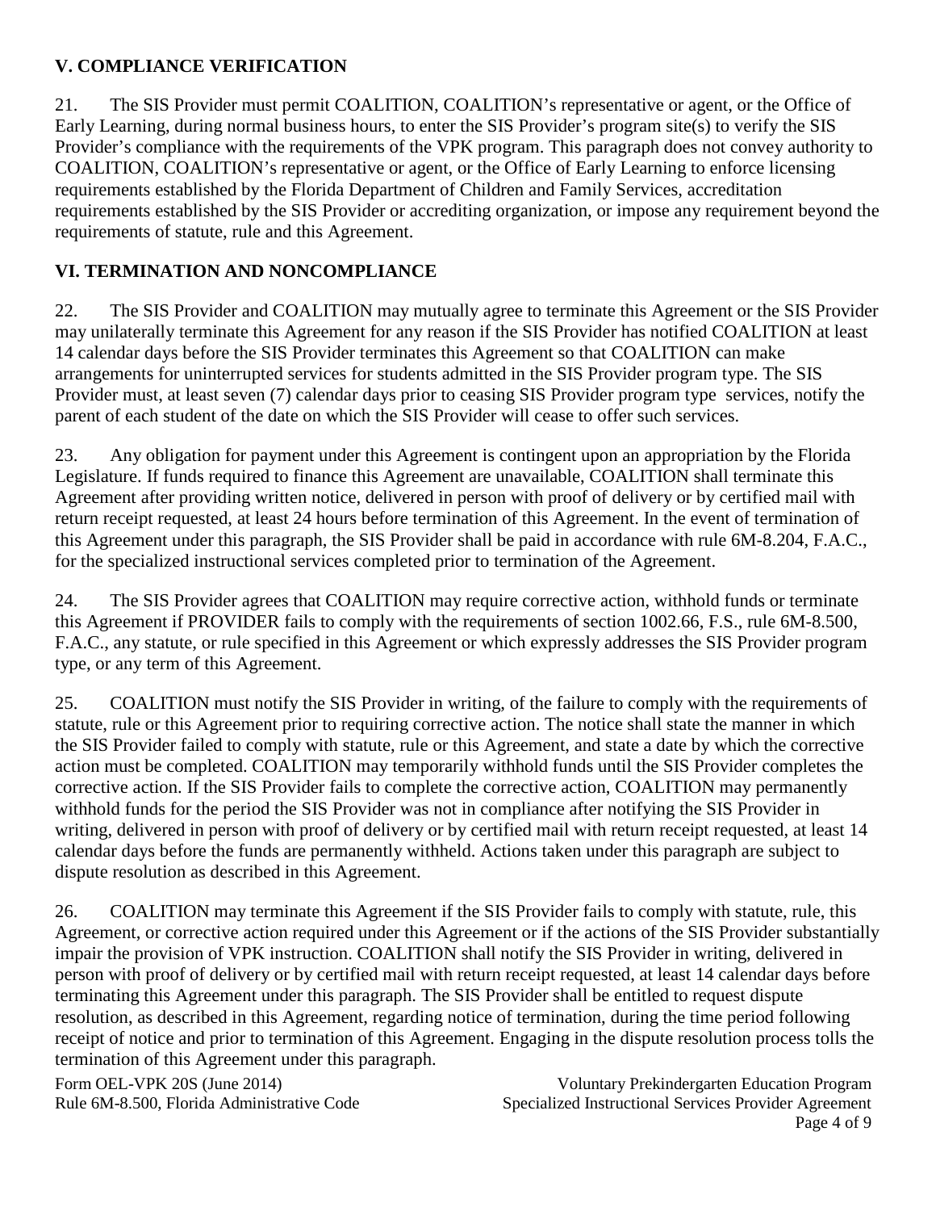## V. COMPLIANCE VERIFICATION

21. The SIS Provider must permit COALITION, COALITION's representative or agent, or the Office of Early Learning, during normal business hours, to enter the SIS Provider's program site(s) to verify the SIS Provider's compliance with the requirements of the VPK program. This paragraph does not convey authority to COALITION, COALITION's representative or agent, or the Office of Early Learning to enforce licensing requirements established by the Florida Department of Children and Family Services, accreditation requirements established by the SIS Provider or accrediting organization, or impose any requirement beyond the requirements of statute, rule and this Agreement.

## VI. TERMINATION AND NONCOMPLIANCE

22. The SIS Provider and COALITION may mutually agree to terminate this Agreement or the SIS Provider may unilaterally terminate this Agreement for any reason if the SIS Provider has notified COALITION at least 14 calendar days before the SIS Provider terminates this Agreement so that COALITION can make arrangements for uninterrupted services for students admitted in the SIS Provider program type. The SIS Provider must, at least seven (7) calendar days prior to ceasing SIS Provider program type services, notify the parent of each student of the date on which the SIS Provider will cease to offer such services.

23. Any obligation for payment under this Agreement is contingent upon an appropriation by the Florida Legislature. If funds required to finance this Agreement are unavailable, COALITION shall terminate this Agreement after providing written notice, delivered in person with proof of delivery or by certified mail with return receipt requested, at least 24 hours before termination of this Agreement. In the event of termination of this Agreement under this paragraph, the SIS Provider shall be paid in accordance with rule 6M-8.204, F.A.C., for the specialized instructional services completed prior to termination of the Agreement.

24. The SIS Provider agrees that COALITION may require corrective action, withhold funds or terminate this Agreement if PROVIDER fails to comply with the requirements of section 1002.66, F.S., rule 6M-8.500, F.A.C., any statute, or rule specified in this Agreement or which expressly addresses the SIS Provider program type, or any term of this Agreement.

25. COALITION must notify the SIS Provider in writing, of the failure to comply with the requirements of statute, rule or this Agreement prior to requiring corrective action. The notice shall state the manner in which the SIS Provider failed to comply with statute, rule or this Agreement, and state a date by which the corrective action must be completed. COALITION may temporarily withhold funds until the SIS Provider completes the corrective action. If the SIS Provider fails to complete the corrective action, COALITION may permanently withhold funds for the period the SIS Provider was not in compliance after notifying the SIS Provider in writing, delivered in person with proof of delivery or by certified mail with return receipt requested, at least 14 calendar days before the funds are permanently withheld. Actions taken under this paragraph are subject to dispute resolution as described in this Agreement.

26. COALITION may terminate this Agreement if the SIS Provider fails to comply with statute, rule, this Agreement, or corrective action required under this Agreement or if the actions of the SIS Provider substantially impair the provision of VPK instruction. COALITION shall notify the SIS Provider in writing, delivered in person with proof of delivery or by certified mail with return receipt requested, at least 14 calendar days before terminating this Agreement under this paragraph. The SIS Provider shall be entitled to request dispute resolution, as described in this Agreement, regarding notice of termination, during the time period following receipt of notice and prior to termination of this Agreement. Engaging in the dispute resolution process tolls the termination of this Agreement under this paragraph.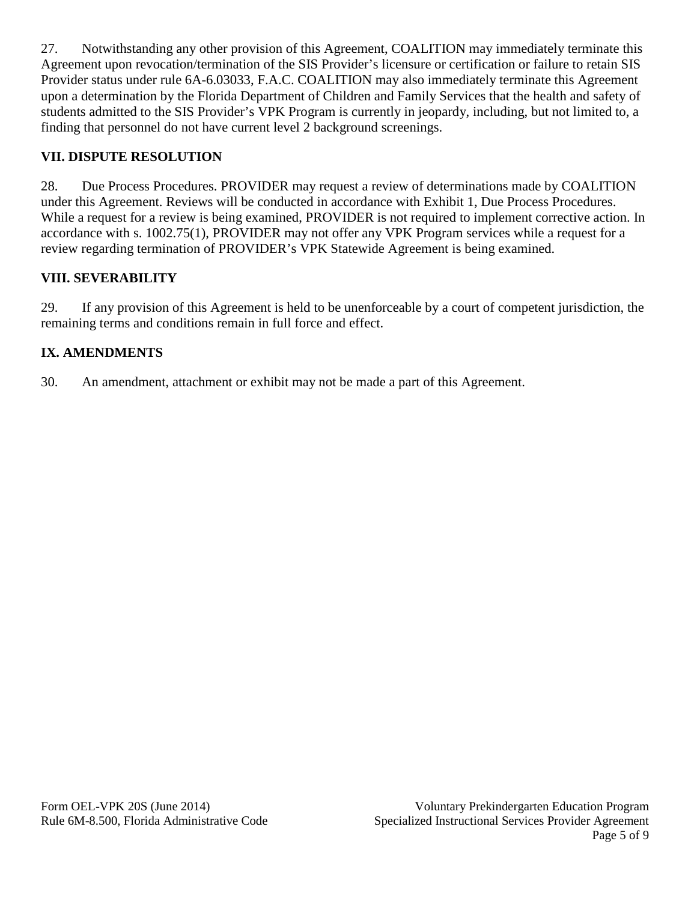27. Notwithstanding any other provision of this Agreement, COALITION may immediately terminate this Agreement upon revocation/termination of the SIS Provider's licensure or certification or failure to retain SIS Provider status under rule 6A-6.03033, F.A.C. COALITION may also immediately terminate this Agreement upon a determination by the Florida Department of Children and Family Services that the health and safety of students admitted to the SIS Provider's VPK Program is currently in jeopardy, including, but not limited to, a finding that personnel do not have current level 2 background screenings.

## VII. DISPUTE RESOLUTION

28. Due Process Procedures. PROVIDER may request a review of determinations made by COALITION under this Agreement. Reviews will be conducted in accordance with Exhibit 1, Due Process Procedures. While a request for a review is being examined, PROVIDER is not required to implement corrective action. In accordance with s. 1002.75(1), PROVIDER may not offer any VPK Program services while a request for a review regarding termination of PROVIDER's VPK Statewide Agreement is being examined.

## VIII. SEVERABILITY

29. If any provision of this Agreement is held to be unenforceable by a court of competent jurisdiction, the remaining terms and conditions remain in full force and effect.

## IX. AMENDMENTS

30. An amendment, attachment or exhibit may not be made a part of this Agreement.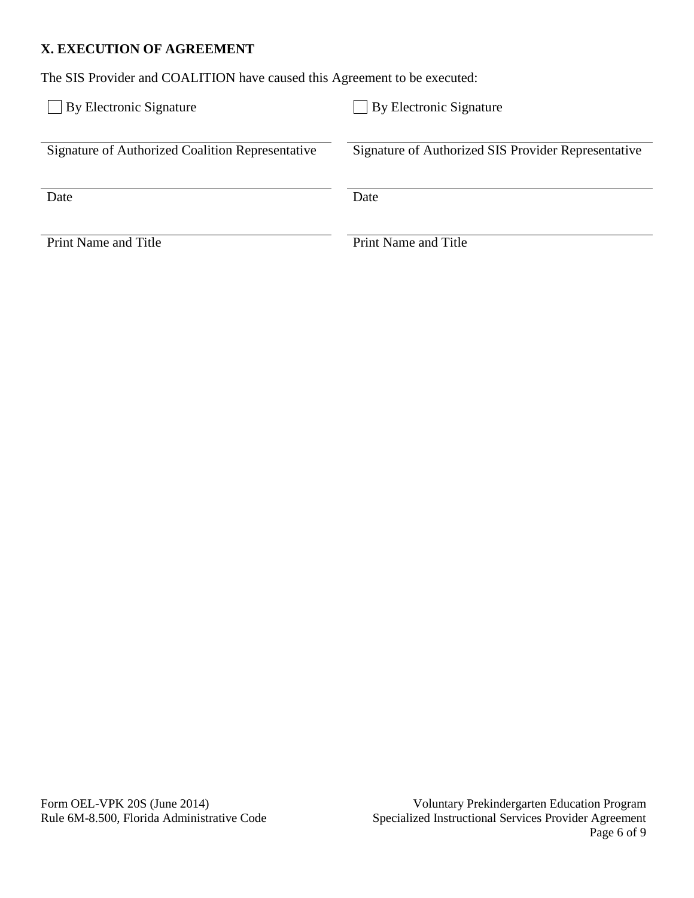### X. EXECUTION OF AGREEMENT

The SIS Provider and COALITION have caused this Agreement to be executed:

| | |
|---|---|
| ☐ By Electronic Signature | ☐ By Electronic Signature |
| Signature of Authorized Coalition Representative | Signature of Authorized SIS Provider Representative |
| Date | Date |
| Print Name and Title | Print Name and Title |

Form OEL-VPK 20S (June 2014)
Rule 6M-8.500, Florida Administrative Code

Voluntary Prekindergarten Education Program
Specialized Instructional Services Provider Agreement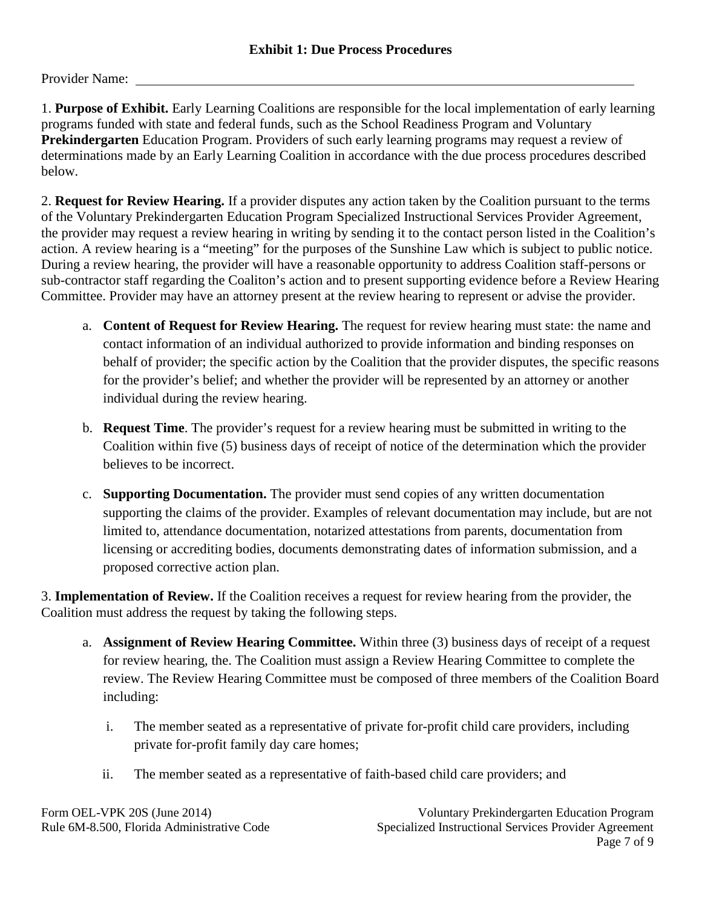## Exhibit 1: Due Process Procedures

Provider Name: ____________________________________________

1. **Purpose of Exhibit.** Early Learning Coalitions are responsible for the local implementation of early learning programs funded with state and federal funds, such as the School Readiness Program and Voluntary **Prekindergarten** Education Program. Providers of such early learning programs may request a review of determinations made by an Early Learning Coalition in accordance with the due process procedures described below.

2. **Request for Review Hearing.** If a provider disputes any action taken by the Coalition pursuant to the terms of the Voluntary Prekindergarten Education Program Specialized Instructional Services Provider Agreement, the provider may request a review hearing in writing by sending it to the contact person listed in the Coalition's action. A review hearing is a "meeting" for the purposes of the Sunshine Law which is subject to public notice. During a review hearing, the provider will have a reasonable opportunity to address Coalition staff-persons or sub-contractor staff regarding the Coaliton's action and to present supporting evidence before a Review Hearing Committee. Provider may have an attorney present at the review hearing to represent or advise the provider.

   a. **Content of Request for Review Hearing.** The request for review hearing must state: the name and contact information of an individual authorized to provide information and binding responses on behalf of provider; the specific action by the Coalition that the provider disputes, the specific reasons for the provider's belief; and whether the provider will be represented by an attorney or another individual during the review hearing.

   b. **Request Time**. The provider's request for a review hearing must be submitted in writing to the Coalition within five (5) business days of receipt of notice of the determination which the provider believes to be incorrect.

   c. **Supporting Documentation.** The provider must send copies of any written documentation supporting the claims of the provider. Examples of relevant documentation may include, but are not limited to, attendance documentation, notarized attestations from parents, documentation from licensing or accrediting bodies, documents demonstrating dates of information submission, and a proposed corrective action plan.

3. **Implementation of Review.** If the Coalition receives a request for review hearing from the provider, the Coalition must address the request by taking the following steps.

   a. **Assignment of Review Hearing Committee.** Within three (3) business days of receipt of a request for review hearing, the. The Coalition must assign a Review Hearing Committee to complete the review. The Review Hearing Committee must be composed of three members of the Coalition Board including:

      i. The member seated as a representative of private for-profit child care providers, including private for-profit family day care homes;

      ii. The member seated as a representative of faith-based child care providers; and

Form OEL-VPK 20S (June 2014)
Rule 6M-8.500, Florida Administrative Code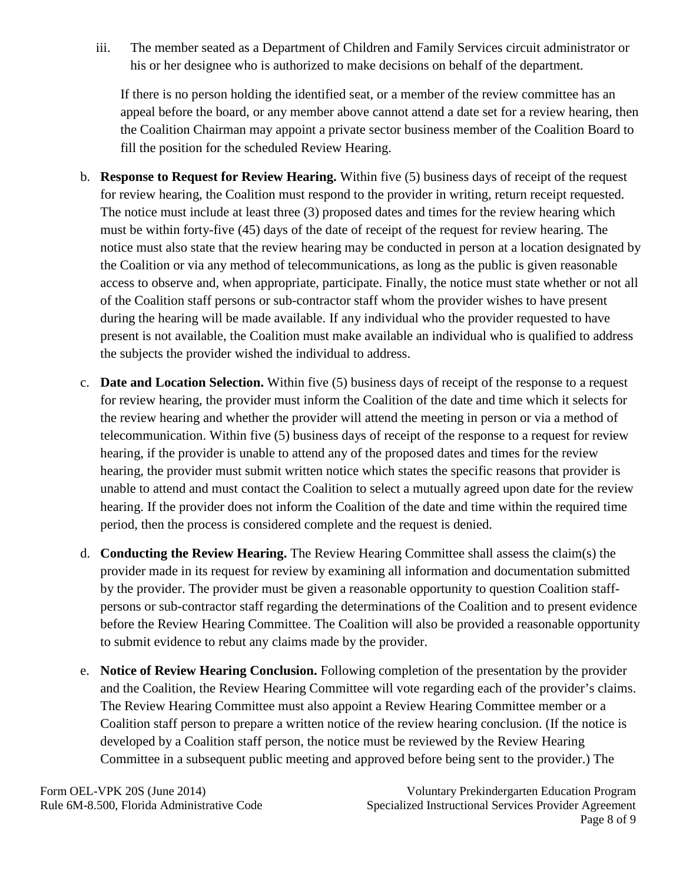iii. The member seated as a Department of Children and Family Services circuit administrator or his or her designee who is authorized to make decisions on behalf of the department.

If there is no person holding the identified seat, or a member of the review committee has an appeal before the board, or any member above cannot attend a date set for a review hearing, then the Coalition Chairman may appoint a private sector business member of the Coalition Board to fill the position for the scheduled Review Hearing.

b. **Response to Request for Review Hearing.** Within five (5) business days of receipt of the request for review hearing, the Coalition must respond to the provider in writing, return receipt requested. The notice must include at least three (3) proposed dates and times for the review hearing which must be within forty-five (45) days of the date of receipt of the request for review hearing. The notice must also state that the review hearing may be conducted in person at a location designated by the Coalition or via any method of telecommunications, as long as the public is given reasonable access to observe and, when appropriate, participate. Finally, the notice must state whether or not all of the Coalition staff persons or sub-contractor staff whom the provider wishes to have present during the hearing will be made available. If any individual who the provider requested to have present is not available, the Coalition must make available an individual who is qualified to address the subjects the provider wished the individual to address.

c. **Date and Location Selection.** Within five (5) business days of receipt of the response to a request for review hearing, the provider must inform the Coalition of the date and time which it selects for the review hearing and whether the provider will attend the meeting in person or via a method of telecommunication. Within five (5) business days of receipt of the response to a request for review hearing, if the provider is unable to attend any of the proposed dates and times for the review hearing, the provider must submit written notice which states the specific reasons that provider is unable to attend and must contact the Coalition to select a mutually agreed upon date for the review hearing. If the provider does not inform the Coalition of the date and time within the required time period, then the process is considered complete and the request is denied.

d. **Conducting the Review Hearing.** The Review Hearing Committee shall assess the claim(s) the provider made in its request for review by examining all information and documentation submitted by the provider. The provider must be given a reasonable opportunity to question Coalition staff-persons or sub-contractor staff regarding the determinations of the Coalition and to present evidence before the Review Hearing Committee. The Coalition will also be provided a reasonable opportunity to submit evidence to rebut any claims made by the provider.

e. **Notice of Review Hearing Conclusion.** Following completion of the presentation by the provider and the Coalition, the Review Hearing Committee will vote regarding each of the provider's claims. The Review Hearing Committee must also appoint a Review Hearing Committee member or a Coalition staff person to prepare a written notice of the review hearing conclusion. (If the notice is developed by a Coalition staff person, the notice must be reviewed by the Review Hearing Committee in a subsequent public meeting and approved before being sent to the provider.) The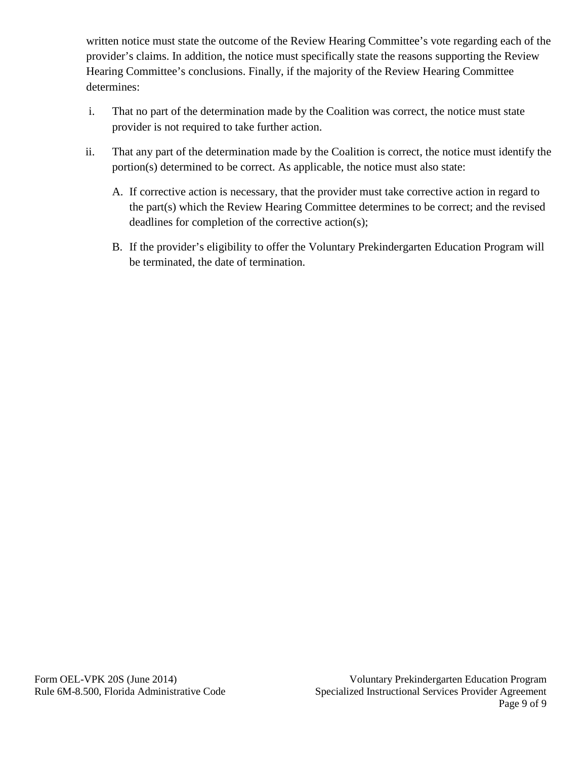written notice must state the outcome of the Review Hearing Committee’s vote regarding each of the provider’s claims. In addition, the notice must specifically state the reasons supporting the Review Hearing Committee’s conclusions. Finally, if the majority of the Review Hearing Committee determines:

i. That no part of the determination made by the Coalition was correct, the notice must state provider is not required to take further action.

ii. That any part of the determination made by the Coalition is correct, the notice must identify the portion(s) determined to be correct. As applicable, the notice must also state:

   A. If corrective action is necessary, that the provider must take corrective action in regard to the part(s) which the Review Hearing Committee determines to be correct; and the revised deadlines for completion of the corrective action(s);

   B. If the provider’s eligibility to offer the Voluntary Prekindergarten Education Program will be terminated, the date of termination.